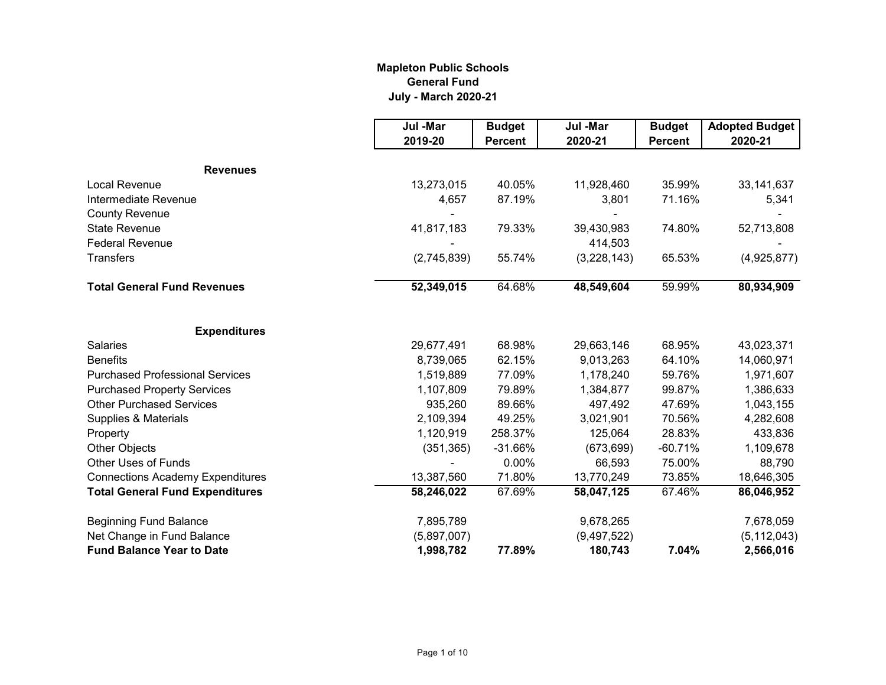**Mapleton Public Schools**
**General Fund**
**July - March 2020-21**

| | Jul -Mar 2019-20 | Budget Percent | Jul -Mar 2020-21 | Budget Percent | Adopted Budget 2020-21 |
|---|---|---|---|---|---|
| **Revenues** | | | | | |
| Local Revenue | 13,273,015 | 40.05% | 11,928,460 | 35.99% | 33,141,637 |
| Intermediate Revenue | 4,657 | 87.19% | 3,801 | 71.16% | 5,341 |
| County Revenue | - | | - | | - |
| State Revenue | 41,817,183 | 79.33% | 39,430,983 | 74.80% | 52,713,808 |
| Federal Revenue | - | | 414,503 | | - |
| Transfers | (2,745,839) | 55.74% | (3,228,143) | 65.53% | (4,925,877) |
| **Total General Fund Revenues** | **52,349,015** | 64.68% | **48,549,604** | 59.99% | **80,934,909** |
| **Expenditures** | | | | | |
| Salaries | 29,677,491 | 68.98% | 29,663,146 | 68.95% | 43,023,371 |
| Benefits | 8,739,065 | 62.15% | 9,013,263 | 64.10% | 14,060,971 |
| Purchased Professional Services | 1,519,889 | 77.09% | 1,178,240 | 59.76% | 1,971,607 |
| Purchased Property Services | 1,107,809 | 79.89% | 1,384,877 | 99.87% | 1,386,633 |
| Other Purchased Services | 935,260 | 89.66% | 497,492 | 47.69% | 1,043,155 |
| Supplies & Materials | 2,109,394 | 49.25% | 3,021,901 | 70.56% | 4,282,608 |
| Property | 1,120,919 | 258.37% | 125,064 | 28.83% | 433,836 |
| Other Objects | (351,365) | -31.66% | (673,699) | -60.71% | 1,109,678 |
| Other Uses of Funds | - | 0.00% | 66,593 | 75.00% | 88,790 |
| Connections Academy Expenditures | 13,387,560 | 71.80% | 13,770,249 | 73.85% | 18,646,305 |
| **Total General Fund Expenditures** | **58,246,022** | 67.69% | **58,047,125** | 67.46% | **86,046,952** |
| Beginning Fund Balance | 7,895,789 | | 9,678,265 | | 7,678,059 |
| Net Change in Fund Balance | (5,897,007) | | (9,497,522) | | (5,112,043) |
| **Fund Balance Year to Date** | **1,998,782** | **77.89%** | **180,743** | **7.04%** | **2,566,016** |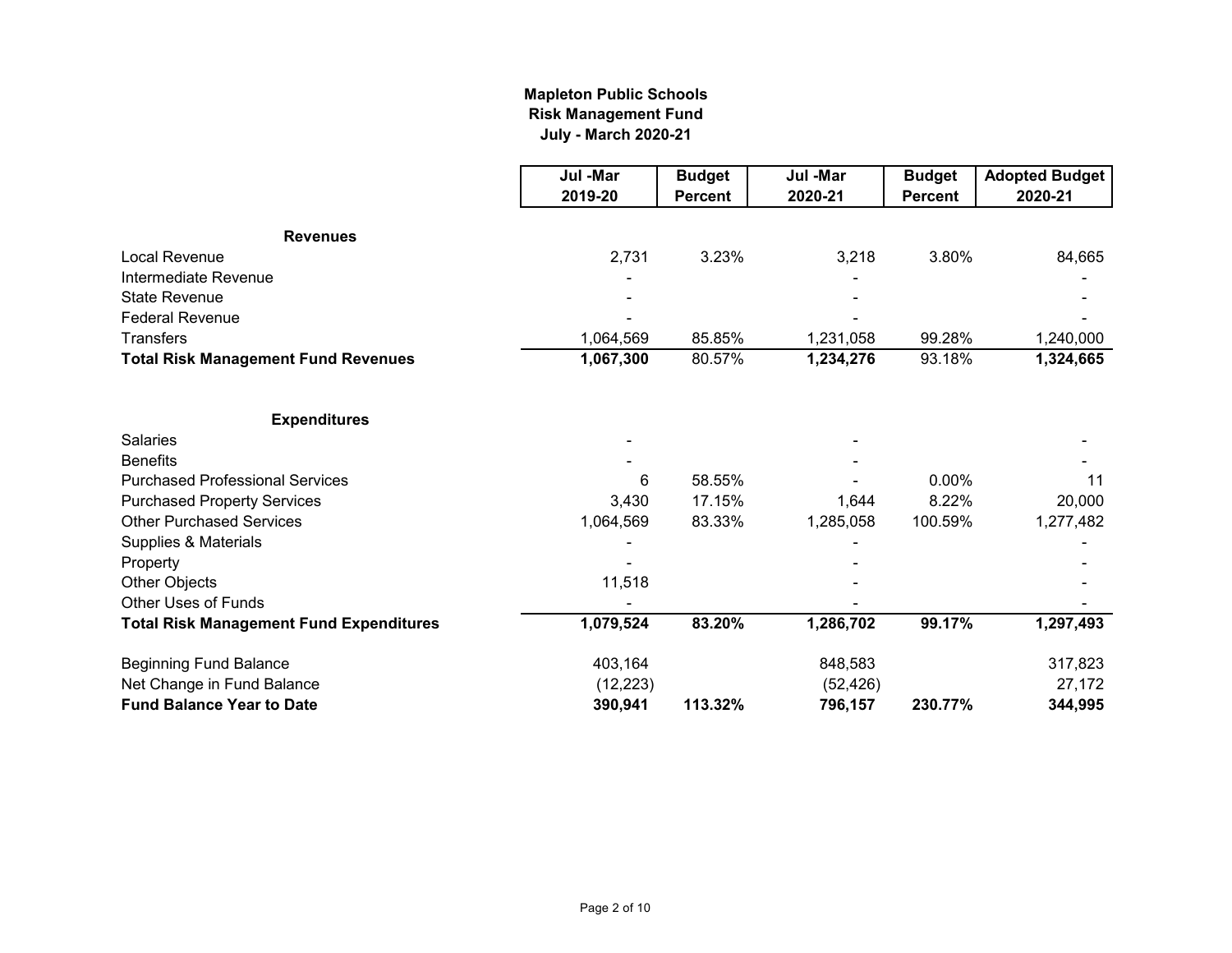**Mapleton Public Schools**
**Risk Management Fund**
**July - March 2020-21**

| | Jul -Mar 2019-20 | Budget Percent | Jul -Mar 2020-21 | Budget Percent | Adopted Budget 2020-21 |
|---|---|---|---|---|---|
| **Revenues** | | | | | |
| Local Revenue | 2,731 | 3.23% | 3,218 | 3.80% | 84,665 |
| Intermediate Revenue | - | | - | | - |
| State Revenue | - | | - | | - |
| Federal Revenue | - | | - | | - |
| Transfers | 1,064,569 | 85.85% | 1,231,058 | 99.28% | 1,240,000 |
| **Total Risk Management Fund Revenues** | **1,067,300** | 80.57% | **1,234,276** | 93.18% | **1,324,665** |
| **Expenditures** | | | | | |
| Salaries | - | | - | | - |
| Benefits | - | | - | | - |
| Purchased Professional Services | 6 | 58.55% | - | 0.00% | 11 |
| Purchased Property Services | 3,430 | 17.15% | 1,644 | 8.22% | 20,000 |
| Other Purchased Services | 1,064,569 | 83.33% | 1,285,058 | 100.59% | 1,277,482 |
| Supplies & Materials | - | | - | | - |
| Property | - | | - | | - |
| Other Objects | 11,518 | | - | | - |
| Other Uses of Funds | - | | - | | - |
| **Total Risk Management Fund Expenditures** | **1,079,524** | **83.20%** | **1,286,702** | **99.17%** | **1,297,493** |
| Beginning Fund Balance | 403,164 | | 848,583 | | 317,823 |
| Net Change in Fund Balance | (12,223) | | (52,426) | | 27,172 |
| **Fund Balance Year to Date** | **390,941** | **113.32%** | **796,157** | **230.77%** | **344,995** |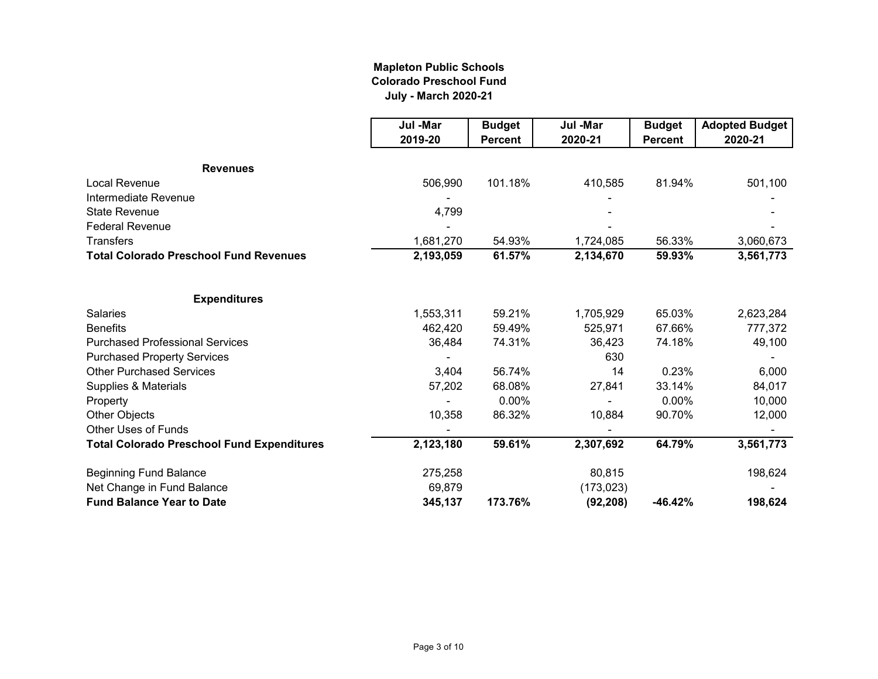# Mapleton Public Schools
## Colorado Preschool Fund
### July - March 2020-21

| | Jul -Mar 2019-20 | Budget Percent | Jul -Mar 2020-21 | Budget Percent | Adopted Budget 2020-21 |
|---|---|---|---|---|---|
| **Revenues** | | | | | |
| Local Revenue | 506,990 | 101.18% | 410,585 | 81.94% | 501,100 |
| Intermediate Revenue | - | | - | | - |
| State Revenue | 4,799 | | - | | - |
| Federal Revenue | - | | - | | - |
| Transfers | 1,681,270 | 54.93% | 1,724,085 | 56.33% | 3,060,673 |
| **Total Colorado Preschool Fund Revenues** | **2,193,059** | **61.57%** | **2,134,670** | **59.93%** | **3,561,773** |
| | | | | | |
| **Expenditures** | | | | | |
| Salaries | 1,553,311 | 59.21% | 1,705,929 | 65.03% | 2,623,284 |
| Benefits | 462,420 | 59.49% | 525,971 | 67.66% | 777,372 |
| Purchased Professional Services | 36,484 | 74.31% | 36,423 | 74.18% | 49,100 |
| Purchased Property Services | - | | 630 | | - |
| Other Purchased Services | 3,404 | 56.74% | 14 | 0.23% | 6,000 |
| Supplies & Materials | 57,202 | 68.08% | 27,841 | 33.14% | 84,017 |
| Property | - | 0.00% | - | 0.00% | 10,000 |
| Other Objects | 10,358 | 86.32% | 10,884 | 90.70% | 12,000 |
| Other Uses of Funds | - | | - | | - |
| **Total Colorado Preschool Fund Expenditures** | **2,123,180** | **59.61%** | **2,307,692** | **64.79%** | **3,561,773** |
| | | | | | |
| Beginning Fund Balance | 275,258 | | 80,815 | | 198,624 |
| Net Change in Fund Balance | 69,879 | | (173,023) | | - |
| **Fund Balance Year to Date** | **345,137** | **173.76%** | **(92,208)** | **-46.42%** | **198,624** |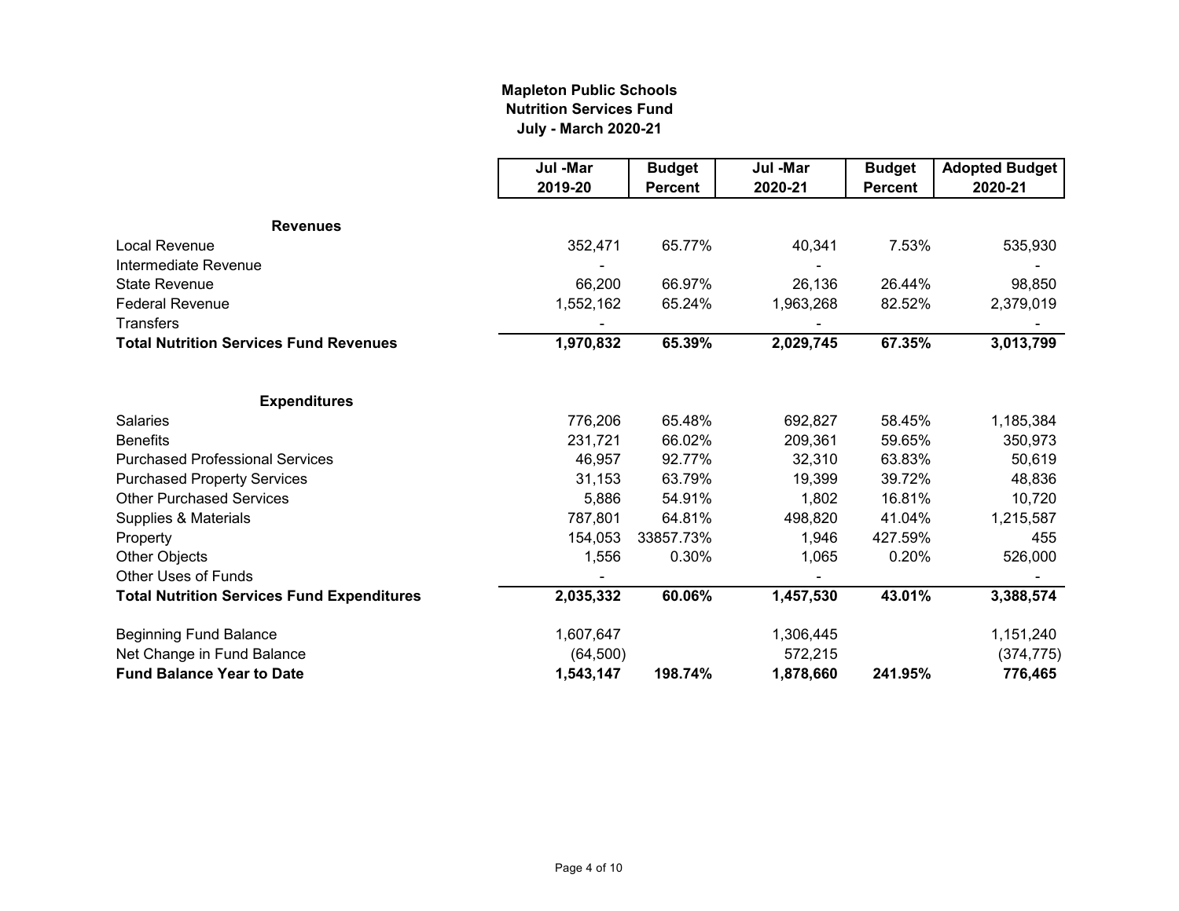# Mapleton Public Schools
## Nutrition Services Fund
### July - March 2020-21

| | Jul -Mar 2019-20 | Budget Percent | Jul -Mar 2020-21 | Budget Percent | Adopted Budget 2020-21 |
|---|---|---|---|---|---|
| **Revenues** | | | | | |
| Local Revenue | 352,471 | 65.77% | 40,341 | 7.53% | 535,930 |
| Intermediate Revenue | - | | - | | - |
| State Revenue | 66,200 | 66.97% | 26,136 | 26.44% | 98,850 |
| Federal Revenue | 1,552,162 | 65.24% | 1,963,268 | 82.52% | 2,379,019 |
| Transfers | - | | - | | - |
| **Total Nutrition Services Fund Revenues** | **1,970,832** | **65.39%** | **2,029,745** | **67.35%** | **3,013,799** |
| | | | | | |
| **Expenditures** | | | | | |
| Salaries | 776,206 | 65.48% | 692,827 | 58.45% | 1,185,384 |
| Benefits | 231,721 | 66.02% | 209,361 | 59.65% | 350,973 |
| Purchased Professional Services | 46,957 | 92.77% | 32,310 | 63.83% | 50,619 |
| Purchased Property Services | 31,153 | 63.79% | 19,399 | 39.72% | 48,836 |
| Other Purchased Services | 5,886 | 54.91% | 1,802 | 16.81% | 10,720 |
| Supplies & Materials | 787,801 | 64.81% | 498,820 | 41.04% | 1,215,587 |
| Property | 154,053 | 33857.73% | 1,946 | 427.59% | 455 |
| Other Objects | 1,556 | 0.30% | 1,065 | 0.20% | 526,000 |
| Other Uses of Funds | - | | - | | - |
| **Total Nutrition Services Fund Expenditures** | **2,035,332** | **60.06%** | **1,457,530** | **43.01%** | **3,388,574** |
| | | | | | |
| Beginning Fund Balance | 1,607,647 | | 1,306,445 | | 1,151,240 |
| Net Change in Fund Balance | (64,500) | | 572,215 | | (374,775) |
| **Fund Balance Year to Date** | **1,543,147** | **198.74%** | **1,878,660** | **241.95%** | **776,465** |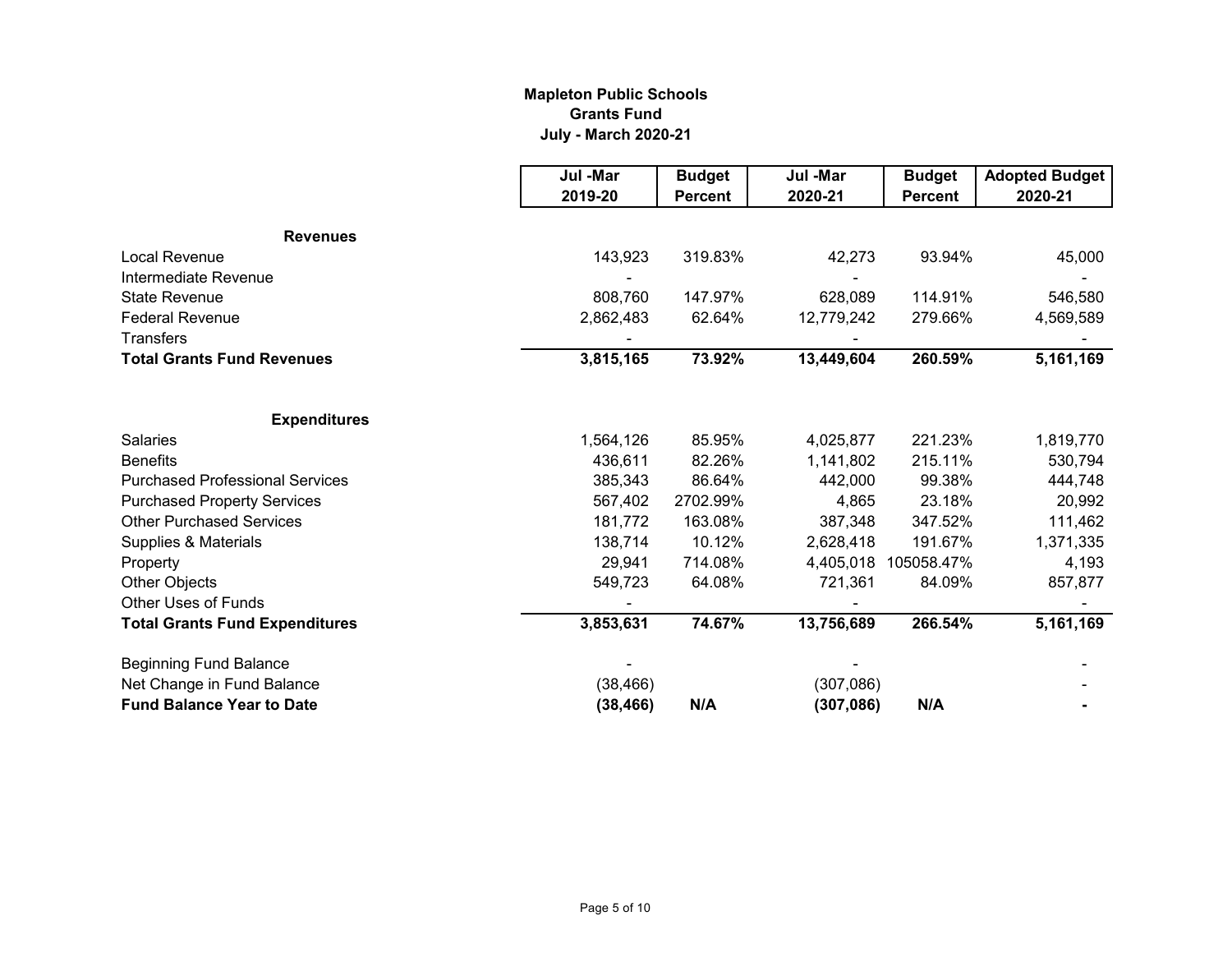**Mapleton Public Schools**
**Grants Fund**
**July - March 2020-21**

| | Jul -Mar 2019-20 | Budget Percent | Jul -Mar 2020-21 | Budget Percent | Adopted Budget 2020-21 |
|---|---|---|---|---|---|
| **Revenues** | | | | | |
| Local Revenue | 143,923 | 319.83% | 42,273 | 93.94% | 45,000 |
| Intermediate Revenue | - | | - | | - |
| State Revenue | 808,760 | 147.97% | 628,089 | 114.91% | 546,580 |
| Federal Revenue | 2,862,483 | 62.64% | 12,779,242 | 279.66% | 4,569,589 |
| Transfers | - | | - | | - |
| **Total Grants Fund Revenues** | **3,815,165** | **73.92%** | **13,449,604** | **260.59%** | **5,161,169** |
| | | | | | |
| **Expenditures** | | | | | |
| Salaries | 1,564,126 | 85.95% | 4,025,877 | 221.23% | 1,819,770 |
| Benefits | 436,611 | 82.26% | 1,141,802 | 215.11% | 530,794 |
| Purchased Professional Services | 385,343 | 86.64% | 442,000 | 99.38% | 444,748 |
| Purchased Property Services | 567,402 | 2702.99% | 4,865 | 23.18% | 20,992 |
| Other Purchased Services | 181,772 | 163.08% | 387,348 | 347.52% | 111,462 |
| Supplies & Materials | 138,714 | 10.12% | 2,628,418 | 191.67% | 1,371,335 |
| Property | 29,941 | 714.08% | 4,405,018 | 105058.47% | 4,193 |
| Other Objects | 549,723 | 64.08% | 721,361 | 84.09% | 857,877 |
| Other Uses of Funds | - | | - | | - |
| **Total Grants Fund Expenditures** | **3,853,631** | **74.67%** | **13,756,689** | **266.54%** | **5,161,169** |
| | | | | | |
| Beginning Fund Balance | - | | - | | - |
| Net Change in Fund Balance | (38,466) | | (307,086) | | - |
| **Fund Balance Year to Date** | **(38,466)** | **N/A** | **(307,086)** | **N/A** | **-** |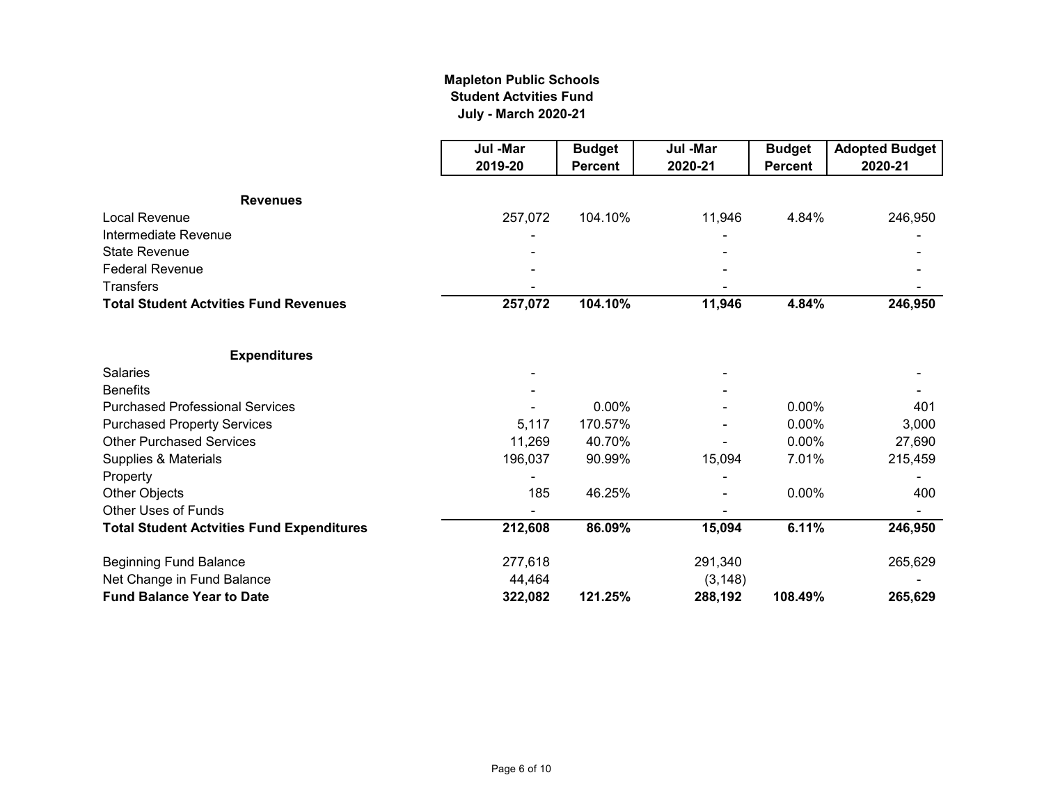**Mapleton Public Schools**
**Student Actvities Fund**
**July - March 2020-21**

| | Jul -Mar 2019-20 | Budget Percent | Jul -Mar 2020-21 | Budget Percent | Adopted Budget 2020-21 |
|---|---|---|---|---|---|
| **Revenues** | | | | | |
| Local Revenue | 257,072 | 104.10% | 11,946 | 4.84% | 246,950 |
| Intermediate Revenue | - | | - | | - |
| State Revenue | - | | - | | - |
| Federal Revenue | - | | - | | - |
| Transfers | - | | - | | - |
| **Total Student Actvities Fund Revenues** | **257,072** | **104.10%** | **11,946** | **4.84%** | **246,950** |
| **Expenditures** | | | | | |
| Salaries | - | | - | | - |
| Benefits | - | | - | | - |
| Purchased Professional Services | - | 0.00% | - | 0.00% | 401 |
| Purchased Property Services | 5,117 | 170.57% | - | 0.00% | 3,000 |
| Other Purchased Services | 11,269 | 40.70% | - | 0.00% | 27,690 |
| Supplies & Materials | 196,037 | 90.99% | 15,094 | 7.01% | 215,459 |
| Property | - | | - | | - |
| Other Objects | 185 | 46.25% | - | 0.00% | 400 |
| Other Uses of Funds | - | | - | | - |
| **Total Student Actvities Fund Expenditures** | **212,608** | **86.09%** | **15,094** | **6.11%** | **246,950** |
| Beginning Fund Balance | 277,618 | | 291,340 | | 265,629 |
| Net Change in Fund Balance | 44,464 | | (3,148) | | - |
| **Fund Balance Year to Date** | **322,082** | **121.25%** | **288,192** | **108.49%** | **265,629** |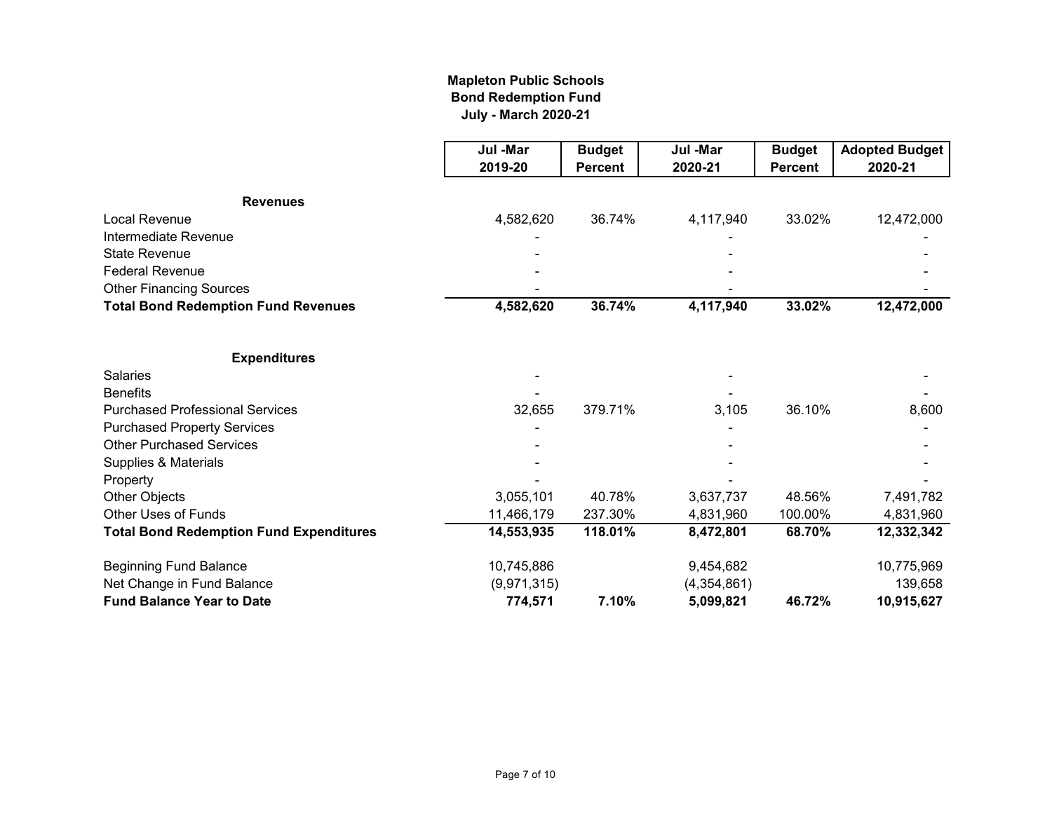**Mapleton Public Schools**
**Bond Redemption Fund**
**July - March 2020-21**

| | Jul -Mar 2019-20 | Budget Percent | Jul -Mar 2020-21 | Budget Percent | Adopted Budget 2020-21 |
|---|---|---|---|---|---|
| **Revenues** | | | | | |
| Local Revenue | 4,582,620 | 36.74% | 4,117,940 | 33.02% | 12,472,000 |
| Intermediate Revenue | - | | - | | - |
| State Revenue | - | | - | | - |
| Federal Revenue | - | | - | | - |
| Other Financing Sources | - | | - | | - |
| **Total Bond Redemption Fund Revenues** | **4,582,620** | **36.74%** | **4,117,940** | **33.02%** | **12,472,000** |
| **Expenditures** | | | | | |
| Salaries | - | | - | | - |
| Benefits | - | | - | | - |
| Purchased Professional Services | 32,655 | 379.71% | 3,105 | 36.10% | 8,600 |
| Purchased Property Services | - | | - | | - |
| Other Purchased Services | - | | - | | - |
| Supplies & Materials | - | | - | | - |
| Property | - | | - | | - |
| Other Objects | 3,055,101 | 40.78% | 3,637,737 | 48.56% | 7,491,782 |
| Other Uses of Funds | 11,466,179 | 237.30% | 4,831,960 | 100.00% | 4,831,960 |
| **Total Bond Redemption Fund Expenditures** | **14,553,935** | **118.01%** | **8,472,801** | **68.70%** | **12,332,342** |
| Beginning Fund Balance | 10,745,886 | | 9,454,682 | | 10,775,969 |
| Net Change in Fund Balance | (9,971,315) | | (4,354,861) | | 139,658 |
| **Fund Balance Year to Date** | **774,571** | **7.10%** | **5,099,821** | **46.72%** | **10,915,627** |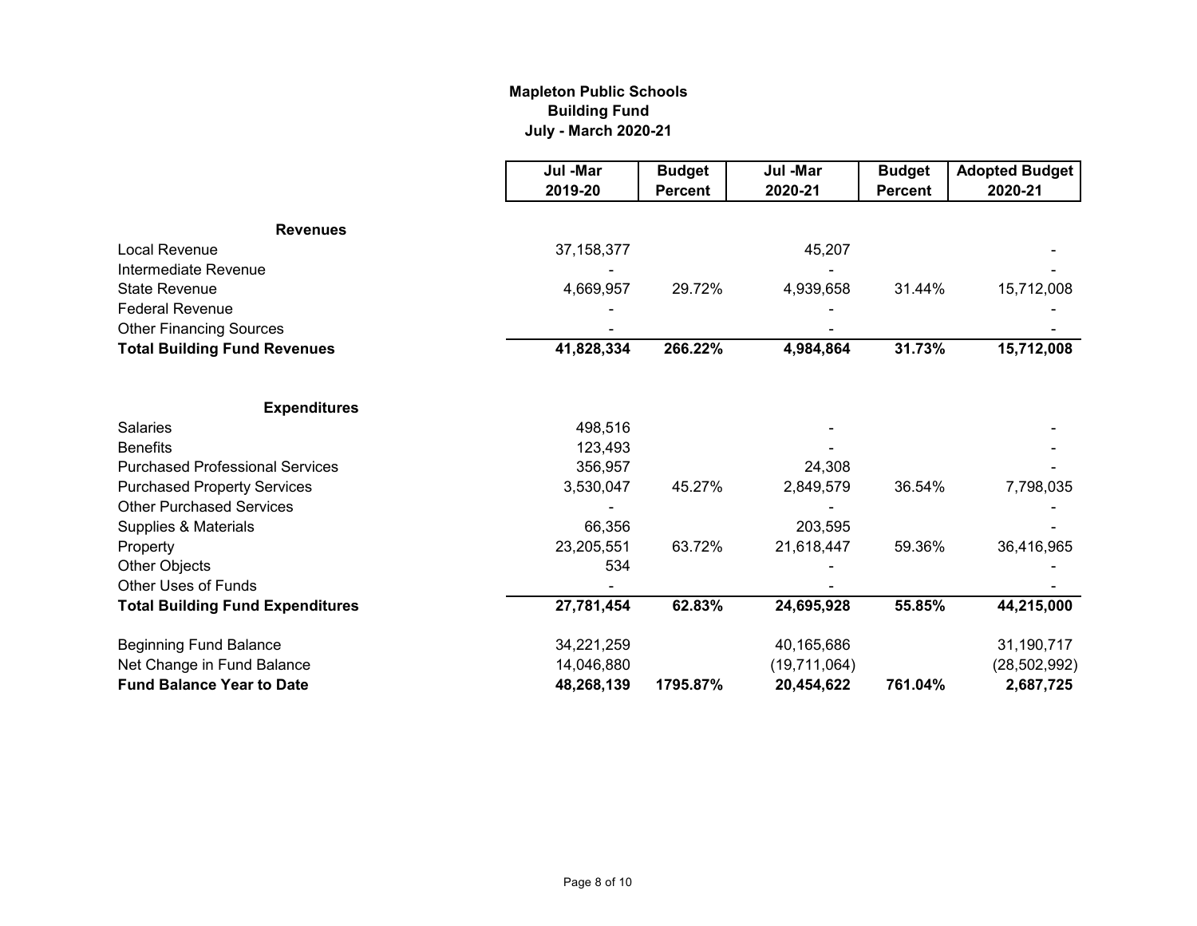# Mapleton Public Schools
## Building Fund
### July - March 2020-21

| | Jul -Mar 2019-20 | Budget Percent | Jul -Mar 2020-21 | Budget Percent | Adopted Budget 2020-21 |
|---|---|---|---|---|---|
| **Revenues** | | | | | |
| Local Revenue | 37,158,377 | | 45,207 | | - |
| Intermediate Revenue | - | | - | | - |
| State Revenue | 4,669,957 | 29.72% | 4,939,658 | 31.44% | 15,712,008 |
| Federal Revenue | - | | - | | - |
| Other Financing Sources | - | | - | | - |
| **Total Building Fund Revenues** | **41,828,334** | **266.22%** | **4,984,864** | **31.73%** | **15,712,008** |
| **Expenditures** | | | | | |
| Salaries | 498,516 | | - | | - |
| Benefits | 123,493 | | - | | - |
| Purchased Professional Services | 356,957 | | 24,308 | | - |
| Purchased Property Services | 3,530,047 | 45.27% | 2,849,579 | 36.54% | 7,798,035 |
| Other Purchased Services | - | | - | | - |
| Supplies & Materials | 66,356 | | 203,595 | | - |
| Property | 23,205,551 | 63.72% | 21,618,447 | 59.36% | 36,416,965 |
| Other Objects | 534 | | - | | - |
| Other Uses of Funds | - | | - | | - |
| **Total Building Fund Expenditures** | **27,781,454** | **62.83%** | **24,695,928** | **55.85%** | **44,215,000** |
| Beginning Fund Balance | 34,221,259 | | 40,165,686 | | 31,190,717 |
| Net Change in Fund Balance | 14,046,880 | | (19,711,064) | | (28,502,992) |
| **Fund Balance Year to Date** | **48,268,139** | **1795.87%** | **20,454,622** | **761.04%** | **2,687,725** |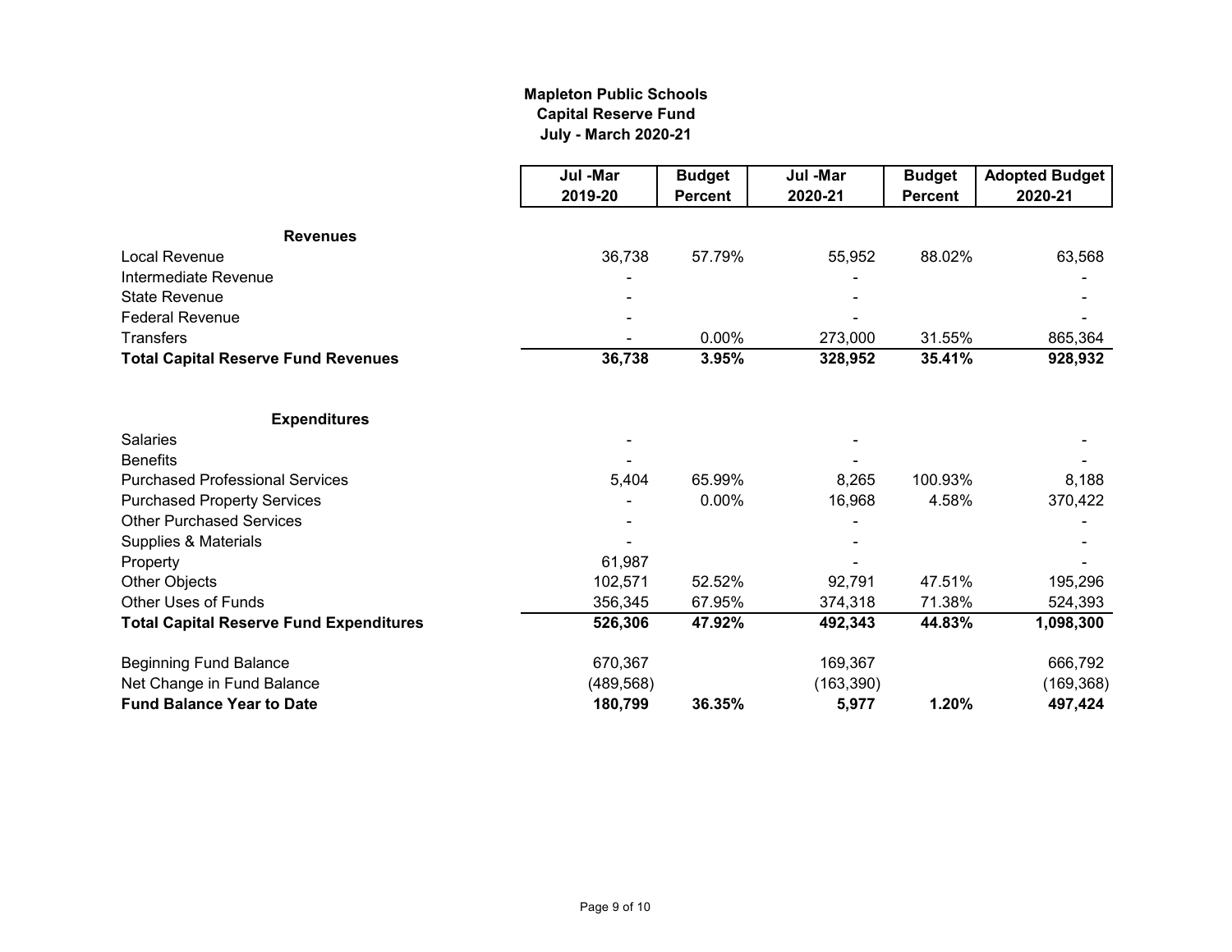**Mapleton Public Schools**
**Capital Reserve Fund**
**July - March 2020-21**

| | Jul -Mar 2019-20 | Budget Percent | Jul -Mar 2020-21 | Budget Percent | Adopted Budget 2020-21 |
|---|---|---|---|---|---|
| **Revenues** | | | | | |
| Local Revenue | 36,738 | 57.79% | 55,952 | 88.02% | 63,568 |
| Intermediate Revenue | - | | - | | - |
| State Revenue | - | | - | | - |
| Federal Revenue | - | | - | | - |
| Transfers | - | 0.00% | 273,000 | 31.55% | 865,364 |
| **Total Capital Reserve Fund Revenues** | **36,738** | **3.95%** | **328,952** | **35.41%** | **928,932** |
| **Expenditures** | | | | | |
| Salaries | - | | - | | - |
| Benefits | - | | - | | - |
| Purchased Professional Services | 5,404 | 65.99% | 8,265 | 100.93% | 8,188 |
| Purchased Property Services | - | 0.00% | 16,968 | 4.58% | 370,422 |
| Other Purchased Services | - | | - | | - |
| Supplies & Materials | - | | - | | - |
| Property | 61,987 | | - | | - |
| Other Objects | 102,571 | 52.52% | 92,791 | 47.51% | 195,296 |
| Other Uses of Funds | 356,345 | 67.95% | 374,318 | 71.38% | 524,393 |
| **Total Capital Reserve Fund Expenditures** | **526,306** | **47.92%** | **492,343** | **44.83%** | **1,098,300** |
| Beginning Fund Balance | 670,367 | | 169,367 | | 666,792 |
| Net Change in Fund Balance | (489,568) | | (163,390) | | (169,368) |
| **Fund Balance Year to Date** | **180,799** | **36.35%** | **5,977** | **1.20%** | **497,424** |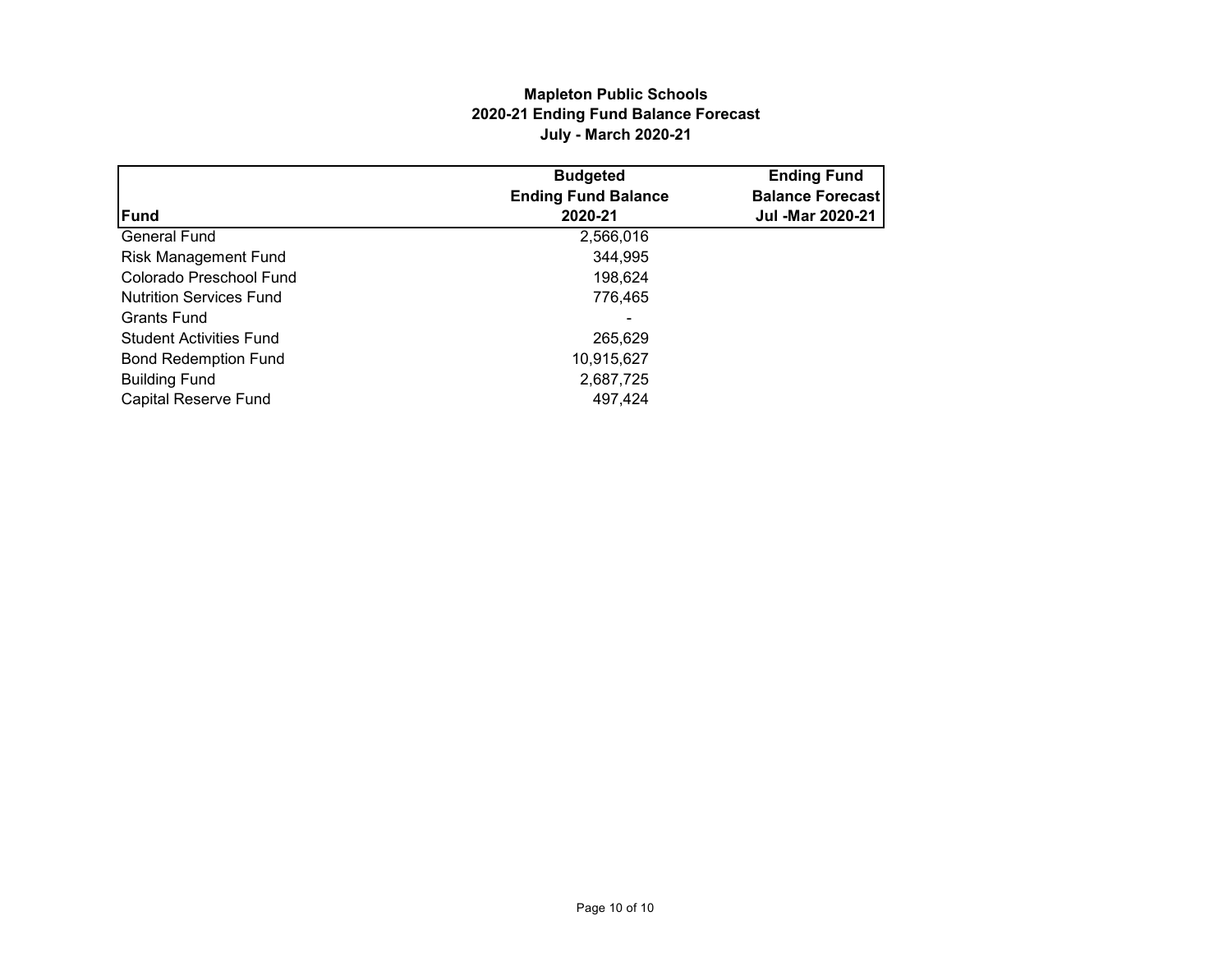**Mapleton Public Schools**
**2020-21 Ending Fund Balance Forecast**
**July - March 2020-21**

| Fund | Budgeted Ending Fund Balance 2020-21 | Ending Fund Balance Forecast Jul -Mar 2020-21 |
|---|---|---|
| General Fund | 2,566,016 | |
| Risk Management Fund | 344,995 | |
| Colorado Preschool Fund | 198,624 | |
| Nutrition Services Fund | 776,465 | |
| Grants Fund | - | |
| Student Activities Fund | 265,629 | |
| Bond Redemption Fund | 10,915,627 | |
| Building Fund | 2,687,725 | |
| Capital Reserve Fund | 497,424 | |